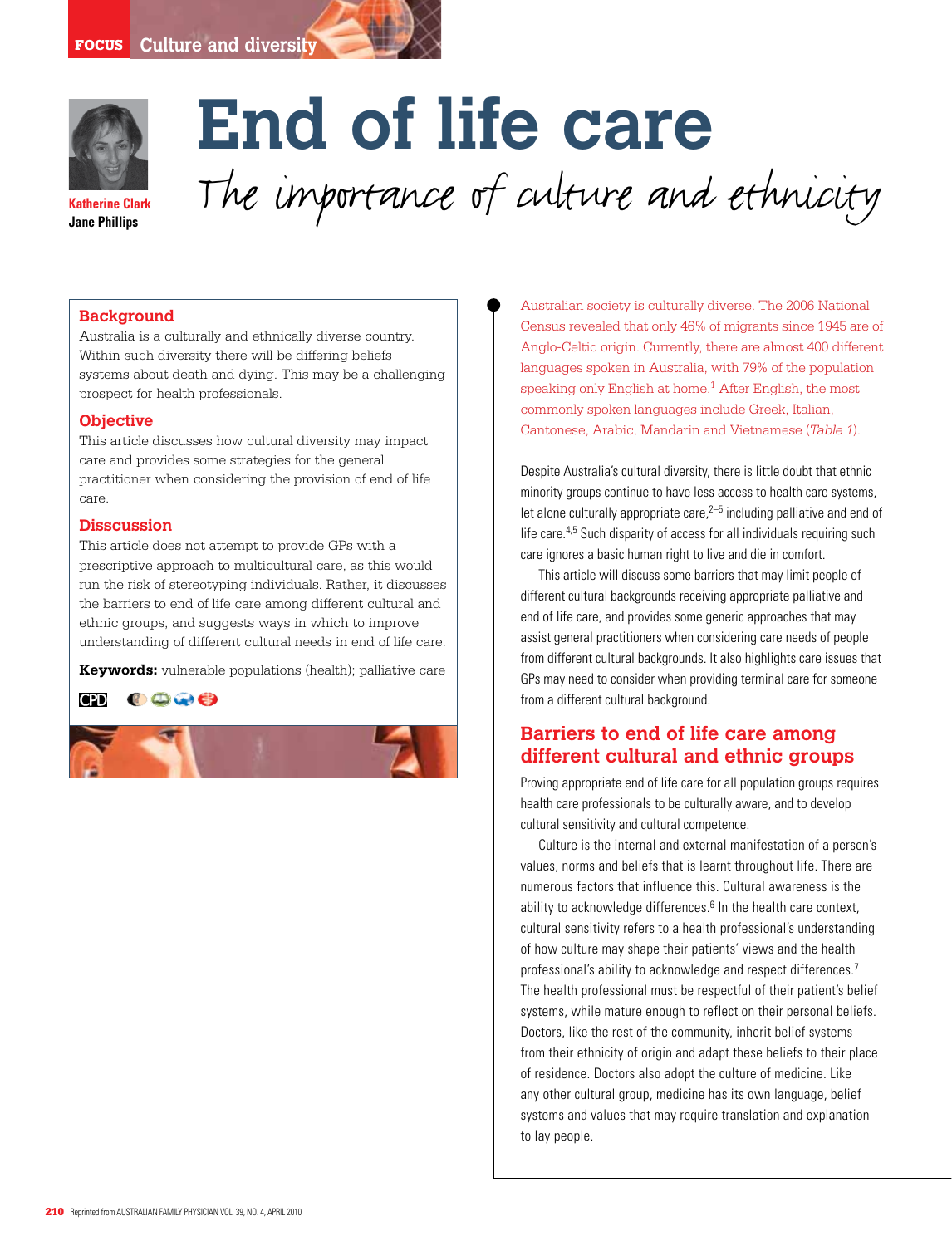# End of life care

## The importance of culture and ethnicity

**Katherine Clark**
**Jane Phillips**

### Background

Australia is a culturally and ethnically diverse country. Within such diversity there will be differing beliefs systems about death and dying. This may be a challenging prospect for health professionals.

### Objective

This article discusses how cultural diversity may impact care and provides some strategies for the general practitioner when considering the provision of end of life care.

### Disscussion

This article does not attempt to provide GPs with a prescriptive approach to multicultural care, as this would run the risk of stereotyping individuals. Rather, it discusses the barriers to end of life care among different cultural and ethnic groups, and suggests ways in which to improve understanding of different cultural needs in end of life care.

**Keywords:** vulnerable populations (health); palliative care

Australian society is culturally diverse. The 2006 National Census revealed that only 46% of migrants since 1945 are of Anglo-Celtic origin. Currently, there are almost 400 different languages spoken in Australia, with 79% of the population speaking only English at home.[1] After English, the most commonly spoken languages include Greek, Italian, Cantonese, Arabic, Mandarin and Vietnamese (*Table 1*).

Despite Australia's cultural diversity, there is little doubt that ethnic minority groups continue to have less access to health care systems, let alone culturally appropriate care,[2–5] including palliative and end of life care.[4,5] Such disparity of access for all individuals requiring such care ignores a basic human right to live and die in comfort.

This article will discuss some barriers that may limit people of different cultural backgrounds receiving appropriate palliative and end of life care, and provides some generic approaches that may assist general practitioners when considering care needs of people from different cultural backgrounds. It also highlights care issues that GPs may need to consider when providing terminal care for someone from a different cultural background.

## Barriers to end of life care among different cultural and ethnic groups

Proving appropriate end of life care for all population groups requires health care professionals to be culturally aware, and to develop cultural sensitivity and cultural competence.

Culture is the internal and external manifestation of a person's values, norms and beliefs that is learnt throughout life. There are numerous factors that influence this. Cultural awareness is the ability to acknowledge differences.[6] In the health care context, cultural sensitivity refers to a health professional's understanding of how culture may shape their patients' views and the health professional's ability to acknowledge and respect differences.[7] The health professional must be respectful of their patient's belief systems, while mature enough to reflect on their personal beliefs. Doctors, like the rest of the community, inherit belief systems from their ethnicity of origin and adapt these beliefs to their place of residence. Doctors also adopt the culture of medicine. Like any other cultural group, medicine has its own language, belief systems and values that may require translation and explanation to lay people.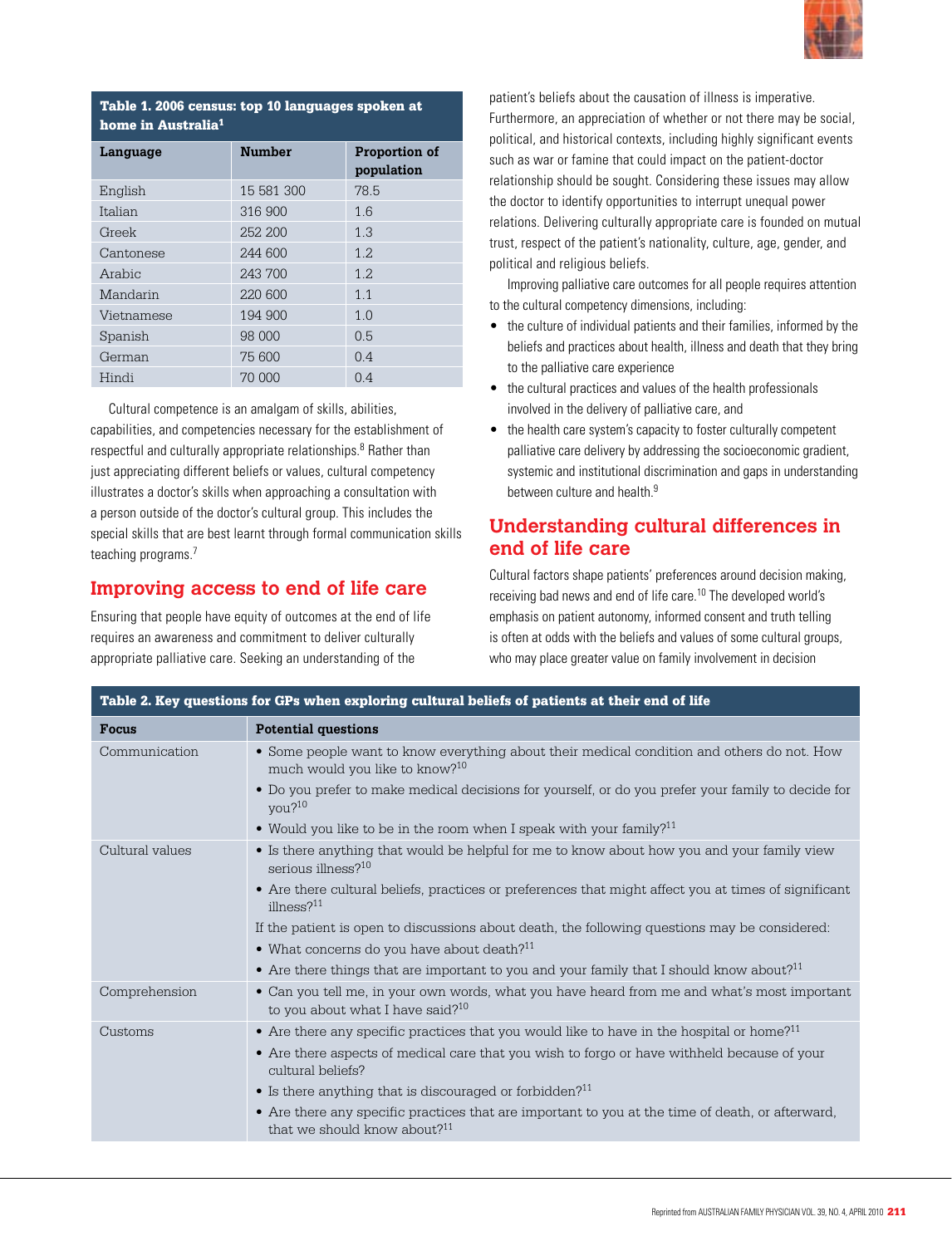**Table 1. 2006 census: top 10 languages spoken at home in Australia[1]**

| Language | Number | Proportion of population |
|---|---|---|
| English | 15 581 300 | 78.5 |
| Italian | 316 900 | 1.6 |
| Greek | 252 200 | 1.3 |
| Cantonese | 244 600 | 1.2 |
| Arabic | 243 700 | 1.2 |
| Mandarin | 220 600 | 1.1 |
| Vietnamese | 194 900 | 1.0 |
| Spanish | 98 000 | 0.5 |
| German | 75 600 | 0.4 |
| Hindi | 70 000 | 0.4 |

Cultural competence is an amalgam of skills, abilities, capabilities, and competencies necessary for the establishment of respectful and culturally appropriate relationships.[8] Rather than just appreciating different beliefs or values, cultural competency illustrates a doctor's skills when approaching a consultation with a person outside of the doctor's cultural group. This includes the special skills that are best learnt through formal communication skills teaching programs.[7]

## Improving access to end of life care

Ensuring that people have equity of outcomes at the end of life requires an awareness and commitment to deliver culturally appropriate palliative care. Seeking an understanding of the patient's beliefs about the causation of illness is imperative. Furthermore, an appreciation of whether or not there may be social, political, and historical contexts, including highly significant events such as war or famine that could impact on the patient-doctor relationship should be sought. Considering these issues may allow the doctor to identify opportunities to interrupt unequal power relations. Delivering culturally appropriate care is founded on mutual trust, respect of the patient's nationality, culture, age, gender, and political and religious beliefs.

Improving palliative care outcomes for all people requires attention to the cultural competency dimensions, including:

- the culture of individual patients and their families, informed by the beliefs and practices about health, illness and death that they bring to the palliative care experience
- the cultural practices and values of the health professionals involved in the delivery of palliative care, and
- the health care system's capacity to foster culturally competent palliative care delivery by addressing the socioeconomic gradient, systemic and institutional discrimination and gaps in understanding between culture and health.[9]

## Understanding cultural differences in end of life care

Cultural factors shape patients' preferences around decision making, receiving bad news and end of life care.[10] The developed world's emphasis on patient autonomy, informed consent and truth telling is often at odds with the beliefs and values of some cultural groups, who may place greater value on family involvement in decision

**Table 2. Key questions for GPs when exploring cultural beliefs of patients at their end of life**

| Focus | Potential questions |
|---|---|
| Communication | • Some people want to know everything about their medical condition and others do not. How much would you like to know?[10]<br>• Do you prefer to make medical decisions for yourself, or do you prefer your family to decide for you?[10]<br>• Would you like to be in the room when I speak with your family?[11] |
| Cultural values | • Is there anything that would be helpful for me to know about how you and your family view serious illness?[10]<br>• Are there cultural beliefs, practices or preferences that might affect you at times of significant illness?[11]<br>If the patient is open to discussions about death, the following questions may be considered:<br>• What concerns do you have about death?[11]<br>• Are there things that are important to you and your family that I should know about?[11] |
| Comprehension | • Can you tell me, in your own words, what you have heard from me and what's most important to you about what I have said?[10] |
| Customs | • Are there any specific practices that you would like to have in the hospital or home?[11]<br>• Are there aspects of medical care that you wish to forgo or have withheld because of your cultural beliefs?<br>• Is there anything that is discouraged or forbidden?[11]<br>• Are there any specific practices that are important to you at the time of death, or afterward, that we should know about?[11] |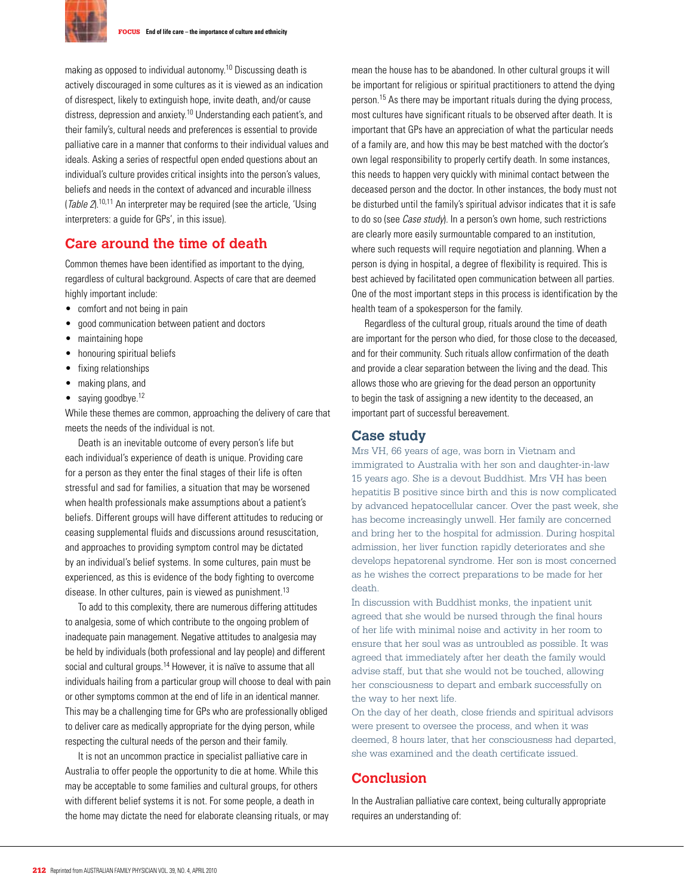making as opposed to individual autonomy.[10] Discussing death is actively discouraged in some cultures as it is viewed as an indication of disrespect, likely to extinguish hope, invite death, and/or cause distress, depression and anxiety.[10] Understanding each patient's, and their family's, cultural needs and preferences is essential to provide palliative care in a manner that conforms to their individual values and ideals. Asking a series of respectful open ended questions about an individual's culture provides critical insights into the person's values, beliefs and needs in the context of advanced and incurable illness (*Table 2*).[10,11] An interpreter may be required (see the article, 'Using interpreters: a guide for GPs', in this issue).

## Care around the time of death

Common themes have been identified as important to the dying, regardless of cultural background. Aspects of care that are deemed highly important include:

- comfort and not being in pain
- good communication between patient and doctors
- maintaining hope
- honouring spiritual beliefs
- fixing relationships
- making plans, and
- saying goodbye.[12]

While these themes are common, approaching the delivery of care that meets the needs of the individual is not.

Death is an inevitable outcome of every person's life but each individual's experience of death is unique. Providing care for a person as they enter the final stages of their life is often stressful and sad for families, a situation that may be worsened when health professionals make assumptions about a patient's beliefs. Different groups will have different attitudes to reducing or ceasing supplemental fluids and discussions around resuscitation, and approaches to providing symptom control may be dictated by an individual's belief systems. In some cultures, pain must be experienced, as this is evidence of the body fighting to overcome disease. In other cultures, pain is viewed as punishment.[13]

To add to this complexity, there are numerous differing attitudes to analgesia, some of which contribute to the ongoing problem of inadequate pain management. Negative attitudes to analgesia may be held by individuals (both professional and lay people) and different social and cultural groups.[14] However, it is naïve to assume that all individuals hailing from a particular group will choose to deal with pain or other symptoms common at the end of life in an identical manner. This may be a challenging time for GPs who are professionally obliged to deliver care as medically appropriate for the dying person, while respecting the cultural needs of the person and their family.

It is not an uncommon practice in specialist palliative care in Australia to offer people the opportunity to die at home. While this may be acceptable to some families and cultural groups, for others with different belief systems it is not. For some people, a death in the home may dictate the need for elaborate cleansing rituals, or may mean the house has to be abandoned. In other cultural groups it will be important for religious or spiritual practitioners to attend the dying person.[15] As there may be important rituals during the dying process, most cultures have significant rituals to be observed after death. It is important that GPs have an appreciation of what the particular needs of a family are, and how this may be best matched with the doctor's own legal responsibility to properly certify death. In some instances, this needs to happen very quickly with minimal contact between the deceased person and the doctor. In other instances, the body must not be disturbed until the family's spiritual advisor indicates that it is safe to do so (see *Case study*). In a person's own home, such restrictions are clearly more easily surmountable compared to an institution, where such requests will require negotiation and planning. When a person is dying in hospital, a degree of flexibility is required. This is best achieved by facilitated open communication between all parties. One of the most important steps in this process is identification by the health team of a spokesperson for the family.

Regardless of the cultural group, rituals around the time of death are important for the person who died, for those close to the deceased, and for their community. Such rituals allow confirmation of the death and provide a clear separation between the living and the dead. This allows those who are grieving for the dead person an opportunity to begin the task of assigning a new identity to the deceased, an important part of successful bereavement.

## Case study

Mrs VH, 66 years of age, was born in Vietnam and immigrated to Australia with her son and daughter-in-law 15 years ago. She is a devout Buddhist. Mrs VH has been hepatitis B positive since birth and this is now complicated by advanced hepatocellular cancer. Over the past week, she has become increasingly unwell. Her family are concerned and bring her to the hospital for admission. During hospital admission, her liver function rapidly deteriorates and she develops hepatorenal syndrome. Her son is most concerned as he wishes the correct preparations to be made for her death.

In discussion with Buddhist monks, the inpatient unit agreed that she would be nursed through the final hours of her life with minimal noise and activity in her room to ensure that her soul was as untroubled as possible. It was agreed that immediately after her death the family would advise staff, but that she would not be touched, allowing her consciousness to depart and embark successfully on the way to her next life.

On the day of her death, close friends and spiritual advisors were present to oversee the process, and when it was deemed, 8 hours later, that her consciousness had departed, she was examined and the death certificate issued.

## Conclusion

In the Australian palliative care context, being culturally appropriate requires an understanding of: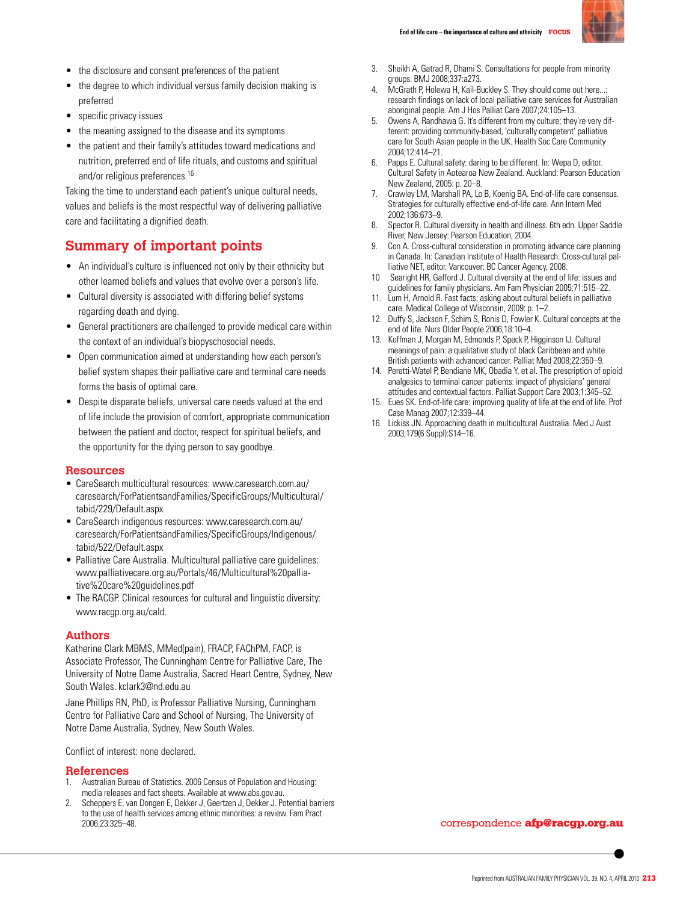- the disclosure and consent preferences of the patient
- the degree to which individual versus family decision making is preferred
- specific privacy issues
- the meaning assigned to the disease and its symptoms
- the patient and their family's attitudes toward medications and nutrition, preferred end of life rituals, and customs and spiritual and/or religious preferences.[16]

Taking the time to understand each patient's unique cultural needs, values and beliefs is the most respectful way of delivering palliative care and facilitating a dignified death.

## Summary of important points

- An individual's culture is influenced not only by their ethnicity but other learned beliefs and values that evolve over a person's life.
- Cultural diversity is associated with differing belief systems regarding death and dying.
- General practitioners are challenged to provide medical care within the context of an individual's biopyschosocial needs.
- Open communication aimed at understanding how each person's belief system shapes their palliative care and terminal care needs forms the basis of optimal care.
- Despite disparate beliefs, universal care needs valued at the end of life include the provision of comfort, appropriate communication between the patient and doctor, respect for spiritual beliefs, and the opportunity for the dying person to say goodbye.

### Resources

- CareSearch multicultural resources: www.caresearch.com.au/caresearch/ForPatientsandFamilies/SpecificGroups/Multicultural/tabid/229/Default.aspx
- CareSearch indigenous resources: www.caresearch.com.au/caresearch/ForPatientsandFamilies/SpecificGroups/Indigenous/tabid/522/Default.aspx
- Palliative Care Australia. Multicultural palliative care guidelines: www.palliativecare.org.au/Portals/46/Multicultural%20palliative%20care%20guidelines.pdf
- The RACGP. Clinical resources for cultural and linguistic diversity: www.racgp.org.au/cald.

### Authors

Katherine Clark MBMS, MMed(pain), FRACP, FAChPM, FACP, is Associate Professor, The Cunningham Centre for Palliative Care, The University of Notre Dame Australia, Sacred Heart Centre, Sydney, New South Wales. kclark3@nd.edu.au

Jane Phillips RN, PhD, is Professor Palliative Nursing, Cunningham Centre for Palliative Care and School of Nursing, The University of Notre Dame Australia, Sydney, New South Wales.

Conflict of interest: none declared.

### References

1. Australian Bureau of Statistics. 2006 Census of Population and Housing: media releases and fact sheets. Available at www.abs.gov.au.
2. Scheppers E, van Dongen E, Dekker J, Geertzen J, Dekker J. Potential barriers to the use of health services among ethnic minorities: a review. Fam Pract 2006;23:325–48.
3. Sheikh A, Gatrad R, Dhami S. Consultations for people from minority groups. BMJ 2008;337:a273.
4. McGrath P, Holewa H, Kail-Buckley S. They should come out here...: research findings on lack of local palliative care services for Australian aboriginal people. Am J Hos Palliat Care 2007;24:105–13.
5. Owens A, Randhawa G. It's different from my culture; they're very different: providing community-based, 'culturally competent' palliative care for South Asian people in the UK. Health Soc Care Community 2004;12:414–21.
6. Papps E. Cultural safety: daring to be different. In: Wepa D, editor. Cultural Safety in Aotearoa New Zealand. Auckland: Pearson Education New Zealand, 2005: p. 20–8.
7. Crawley LM, Marshall PA, Lo B, Koenig BA. End-of-life care consensus. Strategies for culturally effective end-of-life care. Ann Intern Med 2002;136:673–9.
8. Spector R. Cultural diversity in health and illness. 6th edn. Upper Saddle River, New Jersey: Pearson Education, 2004.
9. Con A. Cross-cultural consideration in promoting advance care planning in Canada. In: Canadian Institute of Health Research. Cross-cultural palliative NET, editor. Vancouver: BC Cancer Agency, 2008.
10. Searight HR, Gafford J. Cultural diversity at the end of life: issues and guidelines for family physicians. Am Fam Physician 2005;71:515–22.
11. Lum H, Arnold R. Fast facts: asking about cultural beliefs in palliative care. Medical College of Wisconsin, 2009: p. 1–2.
12. Duffy S, Jackson F, Schim S, Ronis D, Fowler K. Cultural concepts at the end of life. Nurs Older People 2006;18:10–4.
13. Koffman J, Morgan M, Edmonds P, Speck P, Higginson IJ. Cultural meanings of pain: a qualitative study of black Caribbean and white British patients with advanced cancer. Palliat Med 2008;22:350–9.
14. Peretti-Watel P, Bendiane MK, Obadia Y, et al. The prescription of opioid analgesics to terminal cancer patients: impact of physicians' general attitudes and contextual factors. Palliat Support Care 2003;1:345–52.
15. Eues SK. End-of-life care: improving quality of life at the end of life. Prof Case Manag 2007;12:339–44.
16. Lickiss JN. Approaching death in multicultural Australia. Med J Aust 2003;179(6 Suppl):S14–16.

correspondence **afp@racgp.org.au**